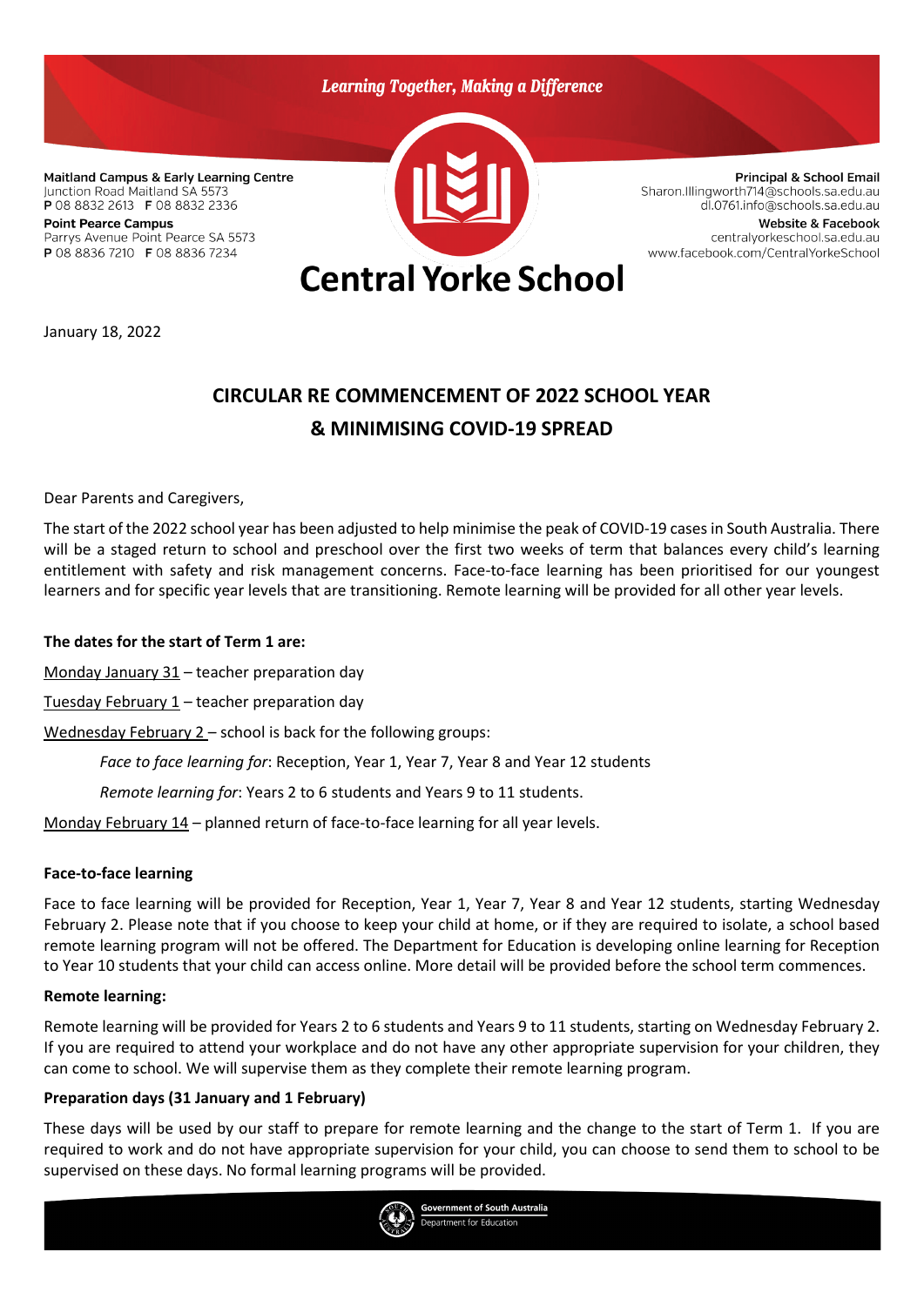*Learning Together, Making a Difference*

**Maitland Campus & Early Learning Centre**
Junction Road Maitland SA 5573
**P** 08 8832 2613 **F** 08 8832 2336

**Point Pearce Campus**
Parrys Avenue Point Pearce SA 5573
**P** 08 8836 7210 **F** 08 8836 7234

**Principal & School Email**
Sharon.Illingworth714@schools.sa.edu.au
dl.0761.info@schools.sa.edu.au

**Website & Facebook**
centralyorkeschool.sa.edu.au
www.facebook.com/CentralYorkeSchool

# Central Yorke School

January 18, 2022

## CIRCULAR RE COMMENCEMENT OF 2022 SCHOOL YEAR & MINIMISING COVID-19 SPREAD

Dear Parents and Caregivers,

The start of the 2022 school year has been adjusted to help minimise the peak of COVID-19 cases in South Australia. There will be a staged return to school and preschool over the first two weeks of term that balances every child's learning entitlement with safety and risk management concerns. Face-to-face learning has been prioritised for our youngest learners and for specific year levels that are transitioning. Remote learning will be provided for all other year levels.

**The dates for the start of Term 1 are:**

<u>Monday January 31</u> – teacher preparation day

<u>Tuesday February 1</u> – teacher preparation day

<u>Wednesday February 2</u> – school is back for the following groups:

> *Face to face learning for*: Reception, Year 1, Year 7, Year 8 and Year 12 students
>
> *Remote learning for*: Years 2 to 6 students and Years 9 to 11 students.

<u>Monday February 14</u> – planned return of face-to-face learning for all year levels.

**Face-to-face learning**

Face to face learning will be provided for Reception, Year 1, Year 7, Year 8 and Year 12 students, starting Wednesday February 2. Please note that if you choose to keep your child at home, or if they are required to isolate, a school based remote learning program will not be offered. The Department for Education is developing online learning for Reception to Year 10 students that your child can access online. More detail will be provided before the school term commences.

**Remote learning:**

Remote learning will be provided for Years 2 to 6 students and Years 9 to 11 students, starting on Wednesday February 2. If you are required to attend your workplace and do not have any other appropriate supervision for your children, they can come to school. We will supervise them as they complete their remote learning program.

**Preparation days (31 January and 1 February)**

These days will be used by our staff to prepare for remote learning and the change to the start of Term 1. If you are required to work and do not have appropriate supervision for your child, you can choose to send them to school to be supervised on these days. No formal learning programs will be provided.

Government of South Australia
Department for Education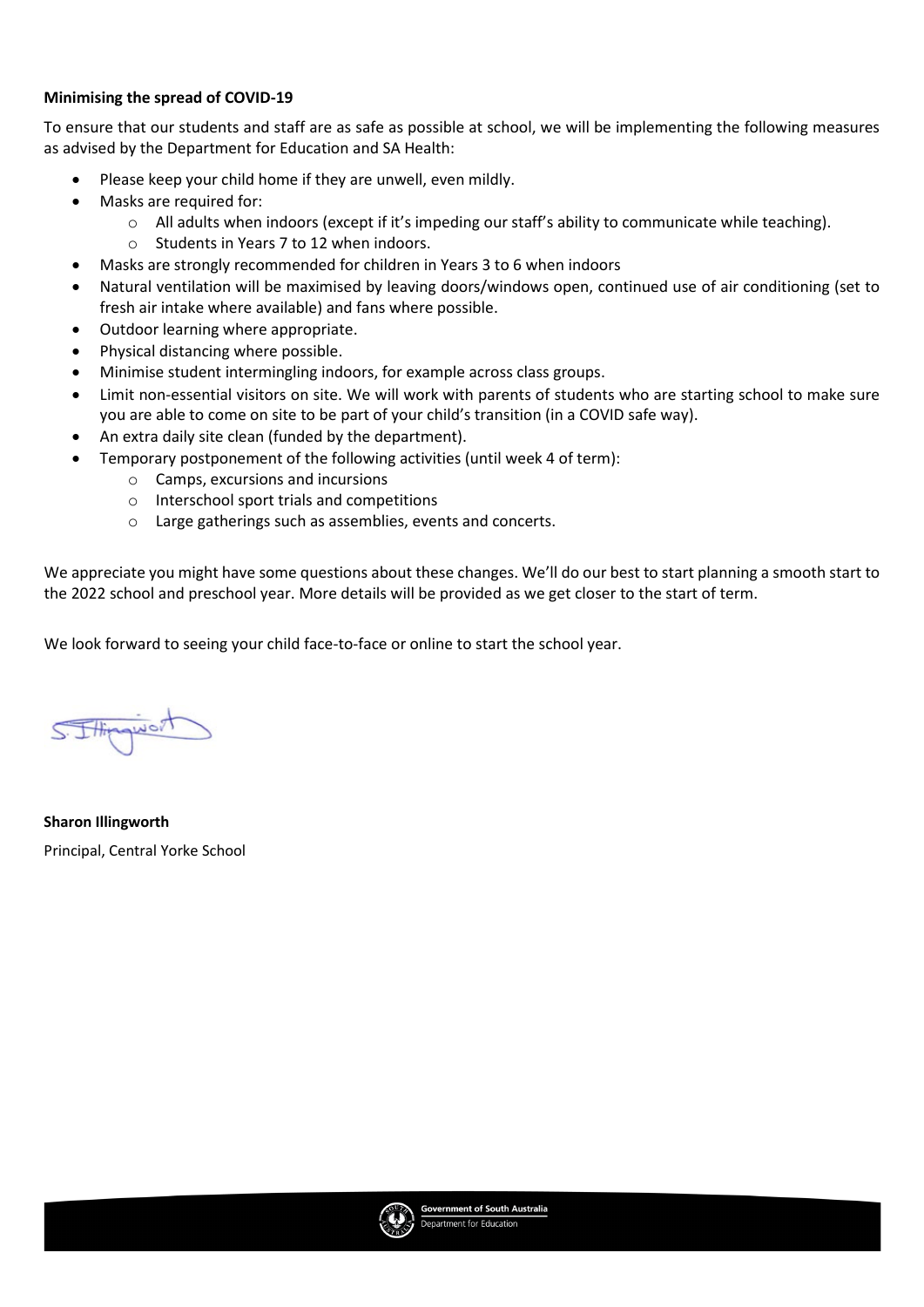**Minimising the spread of COVID-19**

To ensure that our students and staff are as safe as possible at school, we will be implementing the following measures as advised by the Department for Education and SA Health:

- Please keep your child home if they are unwell, even mildly.
- Masks are required for:
  - All adults when indoors (except if it's impeding our staff's ability to communicate while teaching).
  - Students in Years 7 to 12 when indoors.
- Masks are strongly recommended for children in Years 3 to 6 when indoors
- Natural ventilation will be maximised by leaving doors/windows open, continued use of air conditioning (set to fresh air intake where available) and fans where possible.
- Outdoor learning where appropriate.
- Physical distancing where possible.
- Minimise student intermingling indoors, for example across class groups.
- Limit non-essential visitors on site. We will work with parents of students who are starting school to make sure you are able to come on site to be part of your child's transition (in a COVID safe way).
- An extra daily site clean (funded by the department).
- Temporary postponement of the following activities (until week 4 of term):
  - Camps, excursions and incursions
  - Interschool sport trials and competitions
  - Large gatherings such as assemblies, events and concerts.

We appreciate you might have some questions about these changes. We'll do our best to start planning a smooth start to the 2022 school and preschool year. More details will be provided as we get closer to the start of term.

We look forward to seeing your child face-to-face or online to start the school year.

**Sharon Illingworth**

Principal, Central Yorke School